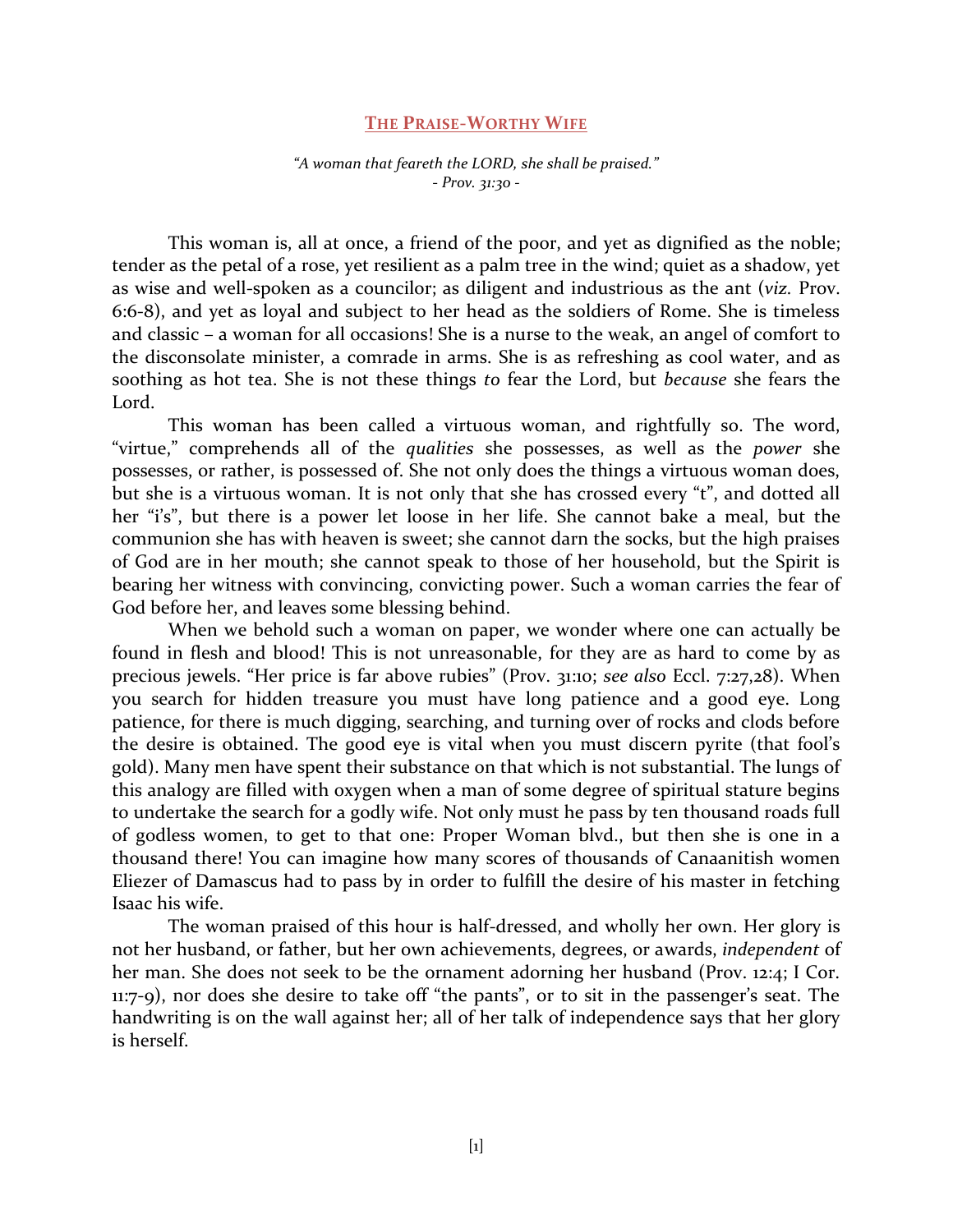# THE PRAISE-WORTHY WIFE

*"A woman that feareth the LORD, she shall be praised."*
*- Prov. 31:30 -*

This woman is, all at once, a friend of the poor, and yet as dignified as the noble; tender as the petal of a rose, yet resilient as a palm tree in the wind; quiet as a shadow, yet as wise and well-spoken as a councilor; as diligent and industrious as the ant (*viz.* Prov. 6:6-8), and yet as loyal and subject to her head as the soldiers of Rome. She is timeless and classic – a woman for all occasions! She is a nurse to the weak, an angel of comfort to the disconsolate minister, a comrade in arms. She is as refreshing as cool water, and as soothing as hot tea. She is not these things *to* fear the Lord, but *because* she fears the Lord.

This woman has been called a virtuous woman, and rightfully so. The word, "virtue," comprehends all of the *qualities* she possesses, as well as the *power* she possesses, or rather, is possessed of. She not only does the things a virtuous woman does, but she is a virtuous woman. It is not only that she has crossed every "t", and dotted all her "i's", but there is a power let loose in her life. She cannot bake a meal, but the communion she has with heaven is sweet; she cannot darn the socks, but the high praises of God are in her mouth; she cannot speak to those of her household, but the Spirit is bearing her witness with convincing, convicting power. Such a woman carries the fear of God before her, and leaves some blessing behind.

When we behold such a woman on paper, we wonder where one can actually be found in flesh and blood! This is not unreasonable, for they are as hard to come by as precious jewels. "Her price is far above rubies" (Prov. 31:10; *see also* Eccl. 7:27,28). When you search for hidden treasure you must have long patience and a good eye. Long patience, for there is much digging, searching, and turning over of rocks and clods before the desire is obtained. The good eye is vital when you must discern pyrite (that fool's gold). Many men have spent their substance on that which is not substantial. The lungs of this analogy are filled with oxygen when a man of some degree of spiritual stature begins to undertake the search for a godly wife. Not only must he pass by ten thousand roads full of godless women, to get to that one: Proper Woman blvd., but then she is one in a thousand there! You can imagine how many scores of thousands of Canaanitish women Eliezer of Damascus had to pass by in order to fulfill the desire of his master in fetching Isaac his wife.

The woman praised of this hour is half-dressed, and wholly her own. Her glory is not her husband, or father, but her own achievements, degrees, or awards, *independent* of her man. She does not seek to be the ornament adorning her husband (Prov. 12:4; I Cor. 11:7-9), nor does she desire to take off "the pants", or to sit in the passenger's seat. The handwriting is on the wall against her; all of her talk of independence says that her glory is herself.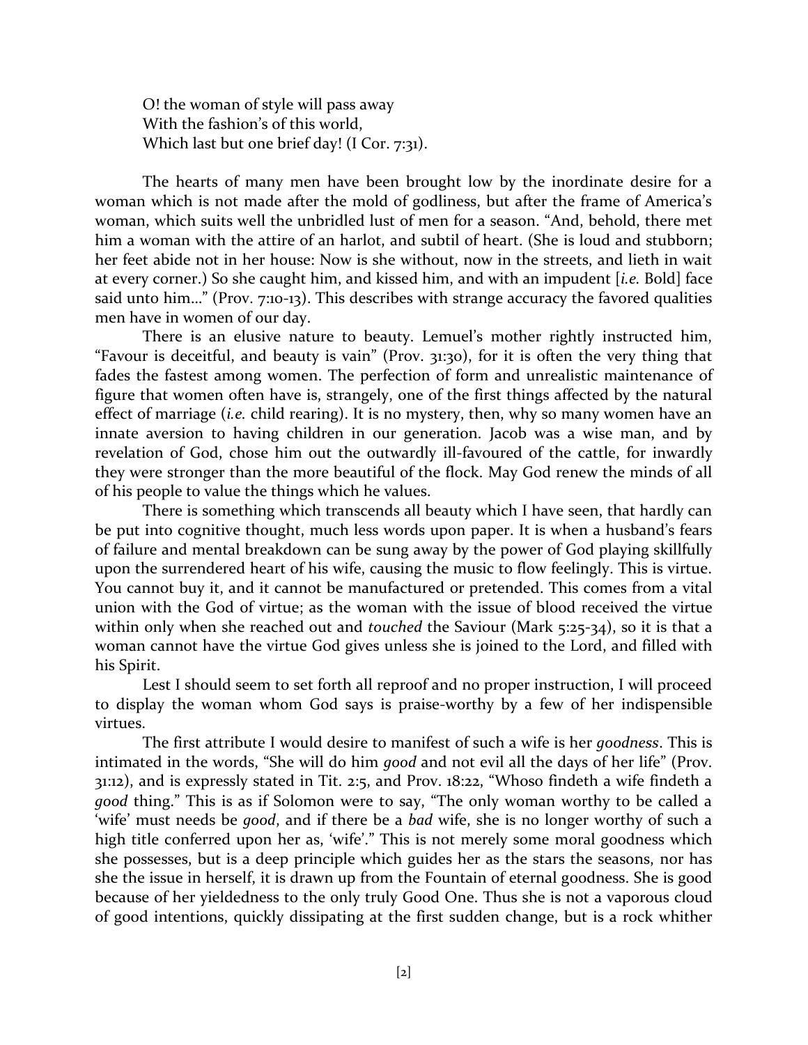O! the woman of style will pass away
With the fashion's of this world,
Which last but one brief day! (I Cor. 7:31).

The hearts of many men have been brought low by the inordinate desire for a woman which is not made after the mold of godliness, but after the frame of America's woman, which suits well the unbridled lust of men for a season. "And, behold, there met him a woman with the attire of an harlot, and subtil of heart. (She is loud and stubborn; her feet abide not in her house: Now is she without, now in the streets, and lieth in wait at every corner.) So she caught him, and kissed him, and with an impudent [*i.e.* Bold] face said unto him…" (Prov. 7:10-13). This describes with strange accuracy the favored qualities men have in women of our day.

There is an elusive nature to beauty. Lemuel's mother rightly instructed him, "Favour is deceitful, and beauty is vain" (Prov. 31:30), for it is often the very thing that fades the fastest among women. The perfection of form and unrealistic maintenance of figure that women often have is, strangely, one of the first things affected by the natural effect of marriage (*i.e.* child rearing). It is no mystery, then, why so many women have an innate aversion to having children in our generation. Jacob was a wise man, and by revelation of God, chose him out the outwardly ill-favoured of the cattle, for inwardly they were stronger than the more beautiful of the flock. May God renew the minds of all of his people to value the things which he values.

There is something which transcends all beauty which I have seen, that hardly can be put into cognitive thought, much less words upon paper. It is when a husband's fears of failure and mental breakdown can be sung away by the power of God playing skillfully upon the surrendered heart of his wife, causing the music to flow feelingly. This is virtue. You cannot buy it, and it cannot be manufactured or pretended. This comes from a vital union with the God of virtue; as the woman with the issue of blood received the virtue within only when she reached out and *touched* the Saviour (Mark 5:25-34), so it is that a woman cannot have the virtue God gives unless she is joined to the Lord, and filled with his Spirit.

Lest I should seem to set forth all reproof and no proper instruction, I will proceed to display the woman whom God says is praise-worthy by a few of her indispensible virtues.

The first attribute I would desire to manifest of such a wife is her *goodness*. This is intimated in the words, "She will do him *good* and not evil all the days of her life" (Prov. 31:12), and is expressly stated in Tit. 2:5, and Prov. 18:22, "Whoso findeth a wife findeth a *good* thing." This is as if Solomon were to say, "The only woman worthy to be called a 'wife' must needs be *good*, and if there be a *bad* wife, she is no longer worthy of such a high title conferred upon her as, 'wife'." This is not merely some moral goodness which she possesses, but is a deep principle which guides her as the stars the seasons, nor has she the issue in herself, it is drawn up from the Fountain of eternal goodness. She is good because of her yieldedness to the only truly Good One. Thus she is not a vaporous cloud of good intentions, quickly dissipating at the first sudden change, but is a rock whither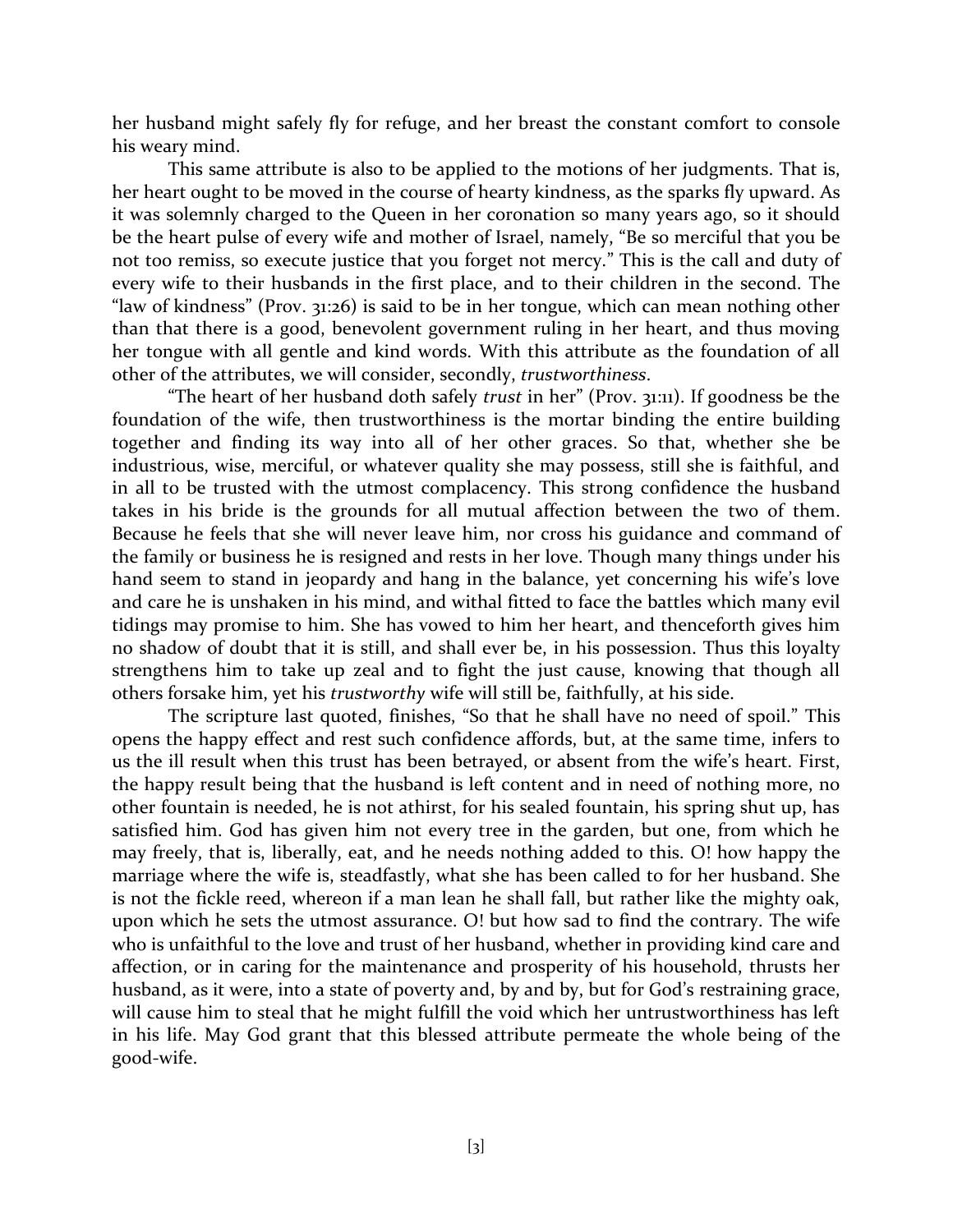her husband might safely fly for refuge, and her breast the constant comfort to console his weary mind.

This same attribute is also to be applied to the motions of her judgments. That is, her heart ought to be moved in the course of hearty kindness, as the sparks fly upward. As it was solemnly charged to the Queen in her coronation so many years ago, so it should be the heart pulse of every wife and mother of Israel, namely, "Be so merciful that you be not too remiss, so execute justice that you forget not mercy." This is the call and duty of every wife to their husbands in the first place, and to their children in the second. The "law of kindness" (Prov. 31:26) is said to be in her tongue, which can mean nothing other than that there is a good, benevolent government ruling in her heart, and thus moving her tongue with all gentle and kind words. With this attribute as the foundation of all other of the attributes, we will consider, secondly, *trustworthiness*.

"The heart of her husband doth safely *trust* in her" (Prov. 31:11). If goodness be the foundation of the wife, then trustworthiness is the mortar binding the entire building together and finding its way into all of her other graces. So that, whether she be industrious, wise, merciful, or whatever quality she may possess, still she is faithful, and in all to be trusted with the utmost complacency. This strong confidence the husband takes in his bride is the grounds for all mutual affection between the two of them. Because he feels that she will never leave him, nor cross his guidance and command of the family or business he is resigned and rests in her love. Though many things under his hand seem to stand in jeopardy and hang in the balance, yet concerning his wife's love and care he is unshaken in his mind, and withal fitted to face the battles which many evil tidings may promise to him. She has vowed to him her heart, and thenceforth gives him no shadow of doubt that it is still, and shall ever be, in his possession. Thus this loyalty strengthens him to take up zeal and to fight the just cause, knowing that though all others forsake him, yet his *trustworthy* wife will still be, faithfully, at his side.

The scripture last quoted, finishes, "So that he shall have no need of spoil." This opens the happy effect and rest such confidence affords, but, at the same time, infers to us the ill result when this trust has been betrayed, or absent from the wife's heart. First, the happy result being that the husband is left content and in need of nothing more, no other fountain is needed, he is not athirst, for his sealed fountain, his spring shut up, has satisfied him. God has given him not every tree in the garden, but one, from which he may freely, that is, liberally, eat, and he needs nothing added to this. O! how happy the marriage where the wife is, steadfastly, what she has been called to for her husband. She is not the fickle reed, whereon if a man lean he shall fall, but rather like the mighty oak, upon which he sets the utmost assurance. O! but how sad to find the contrary. The wife who is unfaithful to the love and trust of her husband, whether in providing kind care and affection, or in caring for the maintenance and prosperity of his household, thrusts her husband, as it were, into a state of poverty and, by and by, but for God's restraining grace, will cause him to steal that he might fulfill the void which her untrustworthiness has left in his life. May God grant that this blessed attribute permeate the whole being of the good-wife.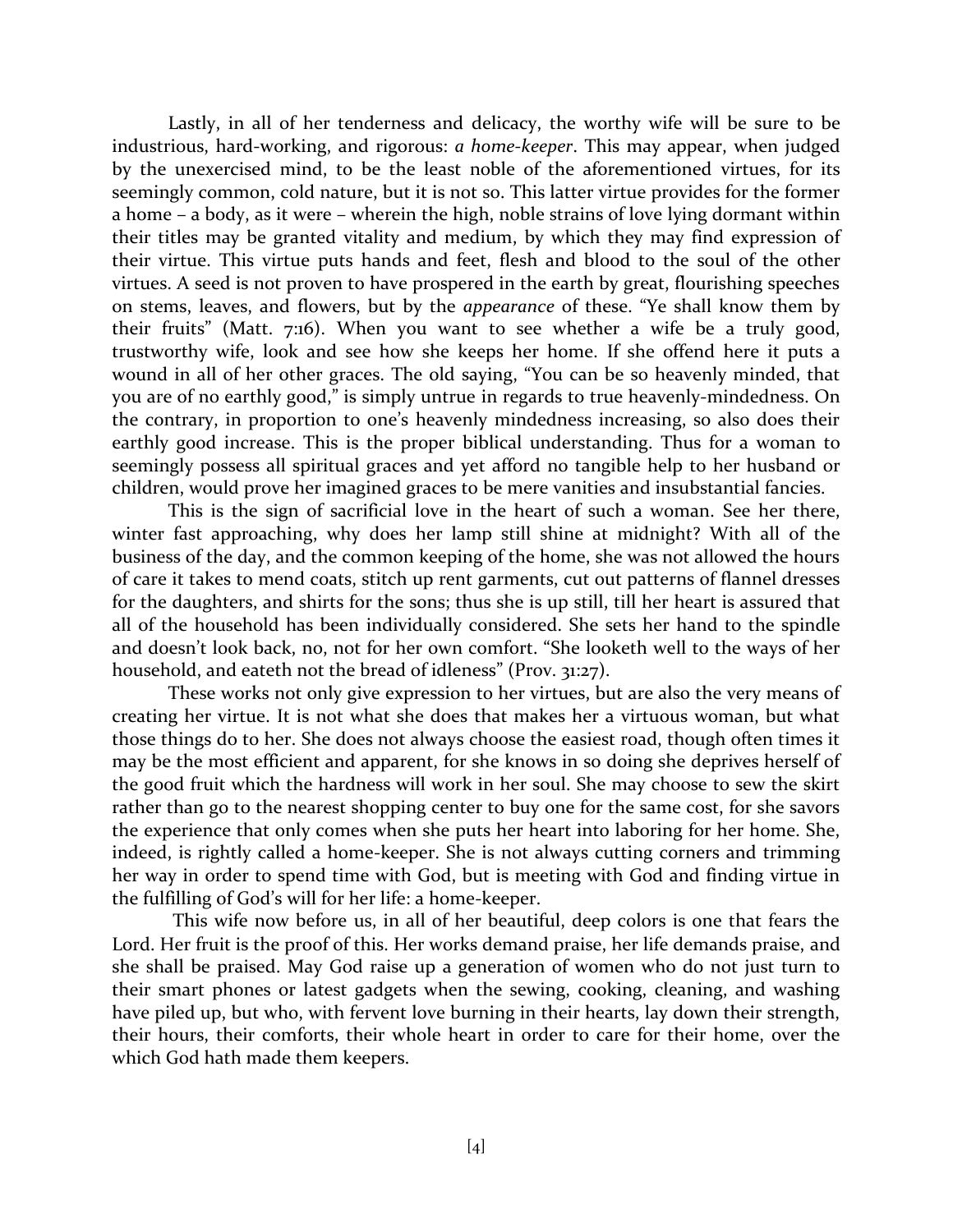Lastly, in all of her tenderness and delicacy, the worthy wife will be sure to be industrious, hard-working, and rigorous: *a home-keeper*. This may appear, when judged by the unexercised mind, to be the least noble of the aforementioned virtues, for its seemingly common, cold nature, but it is not so. This latter virtue provides for the former a home – a body, as it were – wherein the high, noble strains of love lying dormant within their titles may be granted vitality and medium, by which they may find expression of their virtue. This virtue puts hands and feet, flesh and blood to the soul of the other virtues. A seed is not proven to have prospered in the earth by great, flourishing speeches on stems, leaves, and flowers, but by the *appearance* of these. "Ye shall know them by their fruits" (Matt. 7:16). When you want to see whether a wife be a truly good, trustworthy wife, look and see how she keeps her home. If she offend here it puts a wound in all of her other graces. The old saying, "You can be so heavenly minded, that you are of no earthly good," is simply untrue in regards to true heavenly-mindedness. On the contrary, in proportion to one's heavenly mindedness increasing, so also does their earthly good increase. This is the proper biblical understanding. Thus for a woman to seemingly possess all spiritual graces and yet afford no tangible help to her husband or children, would prove her imagined graces to be mere vanities and insubstantial fancies.

This is the sign of sacrificial love in the heart of such a woman. See her there, winter fast approaching, why does her lamp still shine at midnight? With all of the business of the day, and the common keeping of the home, she was not allowed the hours of care it takes to mend coats, stitch up rent garments, cut out patterns of flannel dresses for the daughters, and shirts for the sons; thus she is up still, till her heart is assured that all of the household has been individually considered. She sets her hand to the spindle and doesn't look back, no, not for her own comfort. "She looketh well to the ways of her household, and eateth not the bread of idleness" (Prov. 31:27).

These works not only give expression to her virtues, but are also the very means of creating her virtue. It is not what she does that makes her a virtuous woman, but what those things do to her. She does not always choose the easiest road, though often times it may be the most efficient and apparent, for she knows in so doing she deprives herself of the good fruit which the hardness will work in her soul. She may choose to sew the skirt rather than go to the nearest shopping center to buy one for the same cost, for she savors the experience that only comes when she puts her heart into laboring for her home. She, indeed, is rightly called a home-keeper. She is not always cutting corners and trimming her way in order to spend time with God, but is meeting with God and finding virtue in the fulfilling of God's will for her life: a home-keeper.

This wife now before us, in all of her beautiful, deep colors is one that fears the Lord. Her fruit is the proof of this. Her works demand praise, her life demands praise, and she shall be praised. May God raise up a generation of women who do not just turn to their smart phones or latest gadgets when the sewing, cooking, cleaning, and washing have piled up, but who, with fervent love burning in their hearts, lay down their strength, their hours, their comforts, their whole heart in order to care for their home, over the which God hath made them keepers.